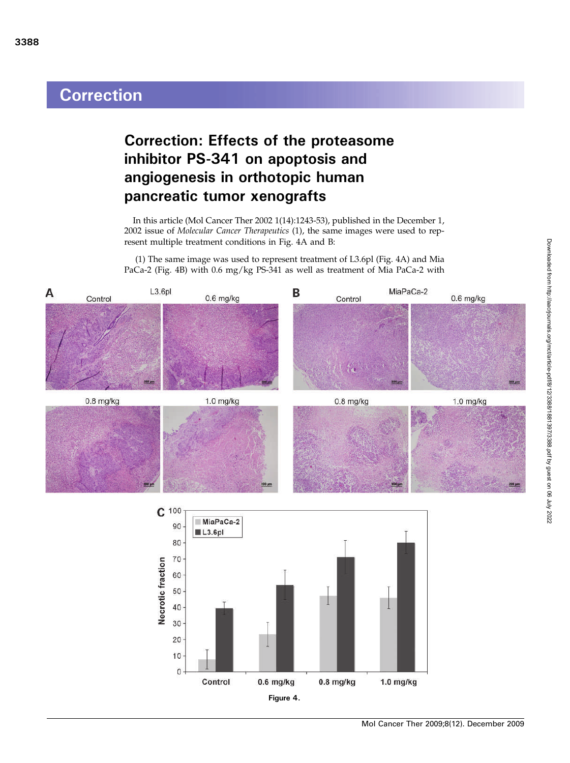# Correction

## Correction: Effects of the proteasome inhibitor PS-341 on apoptosis and angiogenesis in orthotopic human pancreatic tumor xenografts

In this article (Mol Cancer Ther 2002 1(14):1243-53), published in the December 1, 2002 issue of *Molecular Cancer Therapeutics* (1), the same images were used to represent multiple treatment conditions in Fig. 4A and B:

(1) The same image was used to represent treatment of L3.6pl (Fig. 4A) and Mia PaCa-2 (Fig. 4B) with 0.6 mg/kg PS-341 as well as treatment of Mia PaCa-2 with

Figure 4.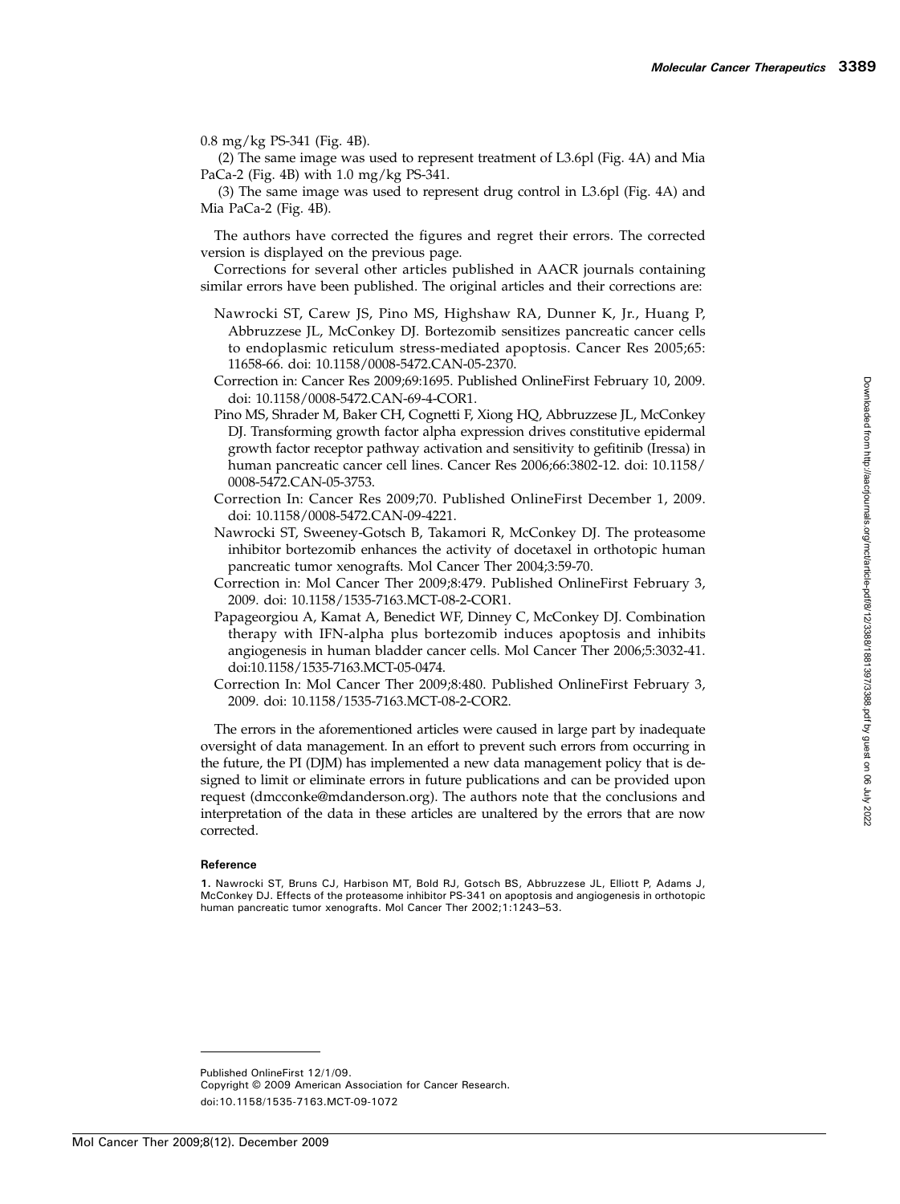0.8 mg/kg PS-341 (Fig. 4B).

(2) The same image was used to represent treatment of L3.6pl (Fig. 4A) and Mia PaCa-2 (Fig. 4B) with 1.0 mg/kg PS-341.

(3) The same image was used to represent drug control in L3.6pl (Fig. 4A) and Mia PaCa-2 (Fig. 4B).

The authors have corrected the figures and regret their errors. The corrected version is displayed on the previous page.

Corrections for several other articles published in AACR journals containing similar errors have been published. The original articles and their corrections are:

Nawrocki ST, Carew JS, Pino MS, Highshaw RA, Dunner K, Jr., Huang P, Abbruzzese JL, McConkey DJ. Bortezomib sensitizes pancreatic cancer cells to endoplasmic reticulum stress-mediated apoptosis. Cancer Res 2005;65: 11658-66. doi: 10.1158/0008-5472.CAN-05-2370.

Correction in: Cancer Res 2009;69:1695. Published OnlineFirst February 10, 2009. doi: 10.1158/0008-5472.CAN-69-4-COR1.

Pino MS, Shrader M, Baker CH, Cognetti F, Xiong HQ, Abbruzzese JL, McConkey DJ. Transforming growth factor alpha expression drives constitutive epidermal growth factor receptor pathway activation and sensitivity to gefitinib (Iressa) in human pancreatic cancer cell lines. Cancer Res 2006;66:3802-12. doi: 10.1158/0008-5472.CAN-05-3753.

Correction In: Cancer Res 2009;70. Published OnlineFirst December 1, 2009. doi: 10.1158/0008-5472.CAN-09-4221.

Nawrocki ST, Sweeney-Gotsch B, Takamori R, McConkey DJ. The proteasome inhibitor bortezomib enhances the activity of docetaxel in orthotopic human pancreatic tumor xenografts. Mol Cancer Ther 2004;3:59-70.

Correction in: Mol Cancer Ther 2009;8:479. Published OnlineFirst February 3, 2009. doi: 10.1158/1535-7163.MCT-08-2-COR1.

Papageorgiou A, Kamat A, Benedict WF, Dinney C, McConkey DJ. Combination therapy with IFN-alpha plus bortezomib induces apoptosis and inhibits angiogenesis in human bladder cancer cells. Mol Cancer Ther 2006;5:3032-41. doi:10.1158/1535-7163.MCT-05-0474.

Correction In: Mol Cancer Ther 2009;8:480. Published OnlineFirst February 3, 2009. doi: 10.1158/1535-7163.MCT-08-2-COR2.

The errors in the aforementioned articles were caused in large part by inadequate oversight of data management. In an effort to prevent such errors from occurring in the future, the PI (DJM) has implemented a new data management policy that is designed to limit or eliminate errors in future publications and can be provided upon request (dmcconke@mdanderson.org). The authors note that the conclusions and interpretation of the data in these articles are unaltered by the errors that are now corrected.

#### Reference

1. Nawrocki ST, Bruns CJ, Harbison MT, Bold RJ, Gotsch BS, Abbruzzese JL, Elliott P, Adams J, McConkey DJ. Effects of the proteasome inhibitor PS-341 on apoptosis and angiogenesis in orthotopic human pancreatic tumor xenografts. Mol Cancer Ther 2002;1:1243–53.

Published OnlineFirst 12/1/09.
Copyright © 2009 American Association for Cancer Research.
doi:10.1158/1535-7163.MCT-09-1072